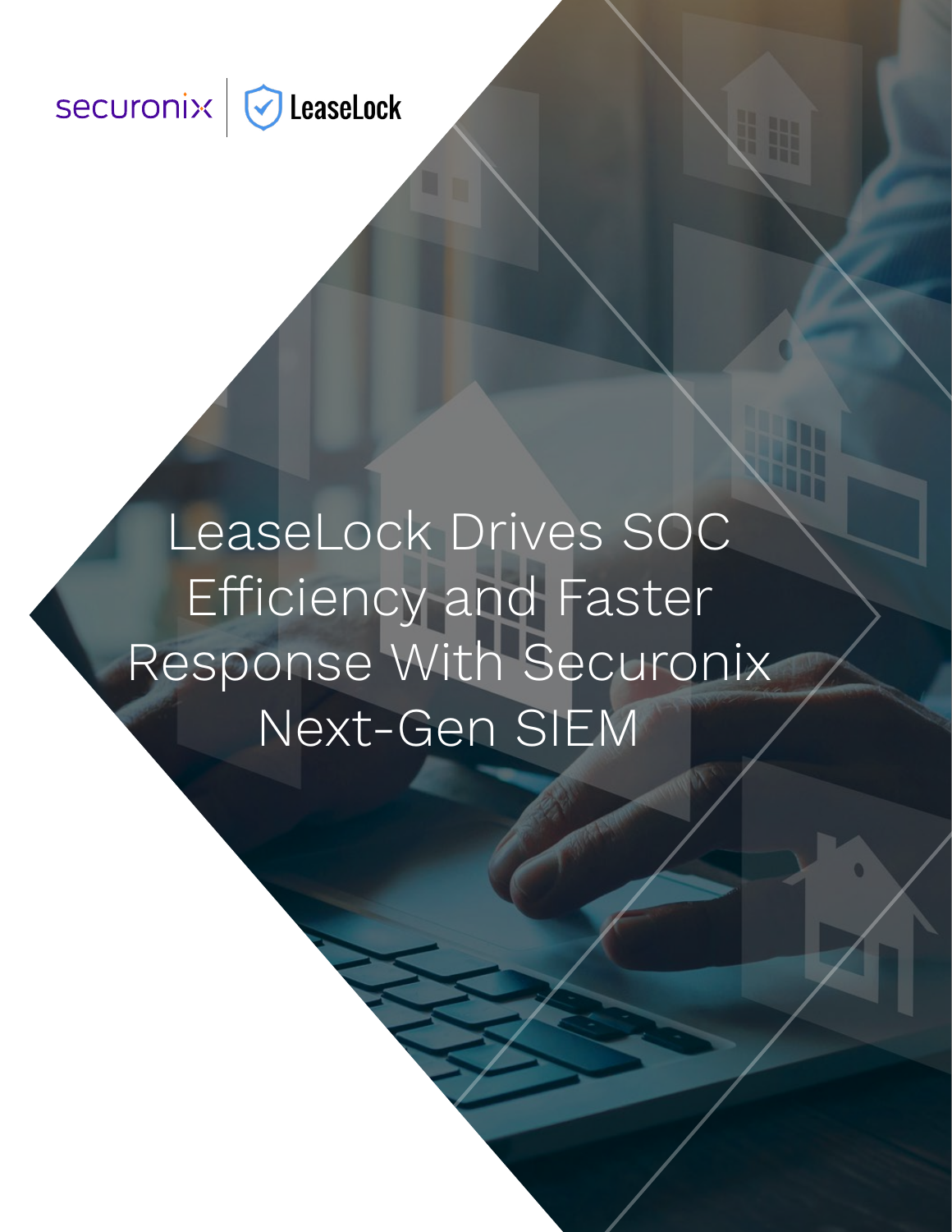securonix | LeaseLock

# LeaseLock Drives SOC Efficiency and Faster Response With Securonix Next-Gen SIEM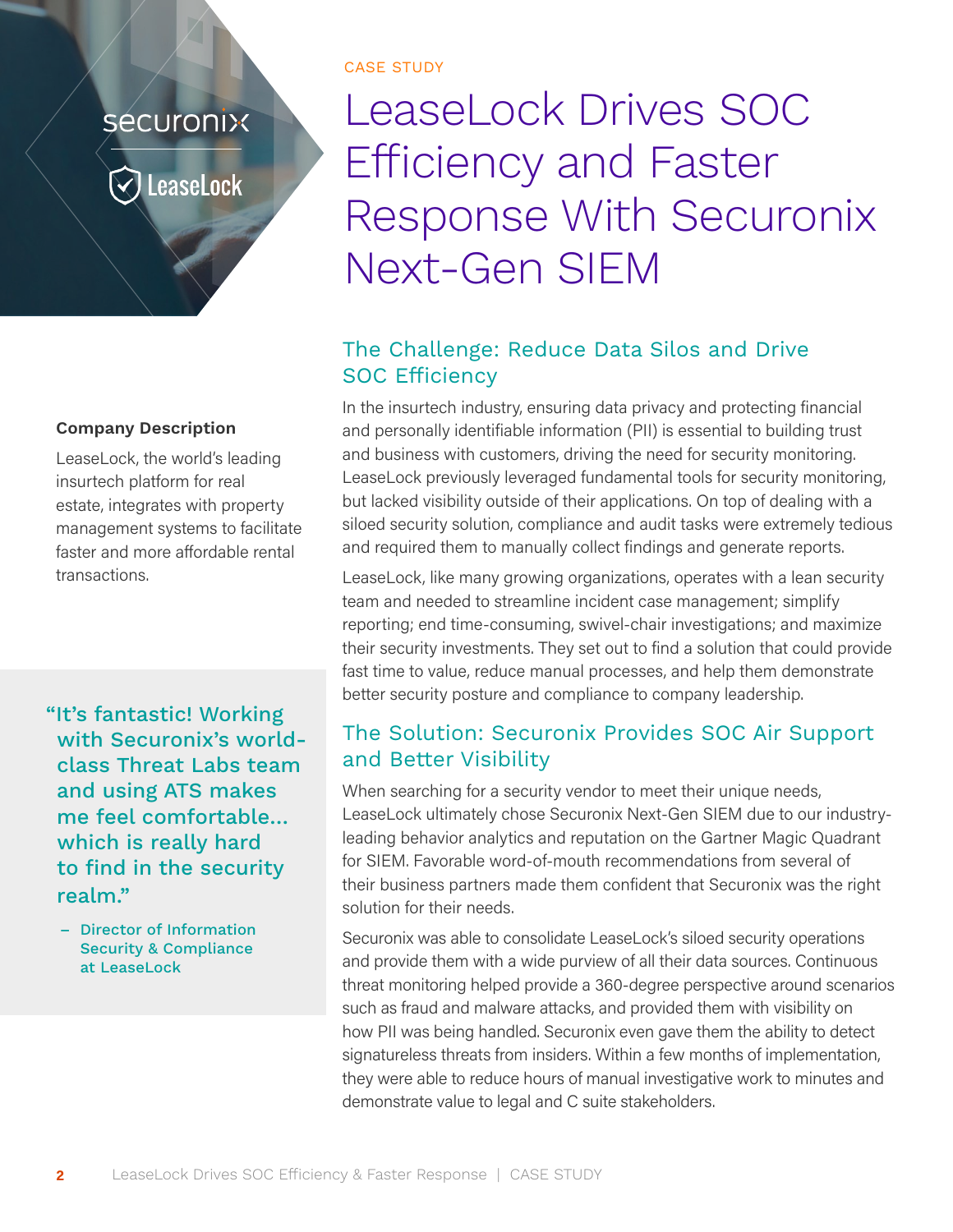CASE STUDY

# LeaseLock Drives SOC Efficiency and Faster Response With Securonix Next-Gen SIEM

**Company Description**

LeaseLock, the world's leading insurtech platform for real estate, integrates with property management systems to facilitate faster and more affordable rental transactions.

> "It's fantastic! Working with Securonix's world-class Threat Labs team and using ATS makes me feel comfortable... which is really hard to find in the security realm."
>
> – Director of Information Security & Compliance at LeaseLock

## The Challenge: Reduce Data Silos and Drive SOC Efficiency

In the insurtech industry, ensuring data privacy and protecting financial and personally identifiable information (PII) is essential to building trust and business with customers, driving the need for security monitoring. LeaseLock previously leveraged fundamental tools for security monitoring, but lacked visibility outside of their applications. On top of dealing with a siloed security solution, compliance and audit tasks were extremely tedious and required them to manually collect findings and generate reports.

LeaseLock, like many growing organizations, operates with a lean security team and needed to streamline incident case management; simplify reporting; end time-consuming, swivel-chair investigations; and maximize their security investments. They set out to find a solution that could provide fast time to value, reduce manual processes, and help them demonstrate better security posture and compliance to company leadership.

## The Solution: Securonix Provides SOC Air Support and Better Visibility

When searching for a security vendor to meet their unique needs, LeaseLock ultimately chose Securonix Next-Gen SIEM due to our industry-leading behavior analytics and reputation on the Gartner Magic Quadrant for SIEM. Favorable word-of-mouth recommendations from several of their business partners made them confident that Securonix was the right solution for their needs.

Securonix was able to consolidate LeaseLock's siloed security operations and provide them with a wide purview of all their data sources. Continuous threat monitoring helped provide a 360-degree perspective around scenarios such as fraud and malware attacks, and provided them with visibility on how PII was being handled. Securonix even gave them the ability to detect signatureless threats from insiders. Within a few months of implementation, they were able to reduce hours of manual investigative work to minutes and demonstrate value to legal and C suite stakeholders.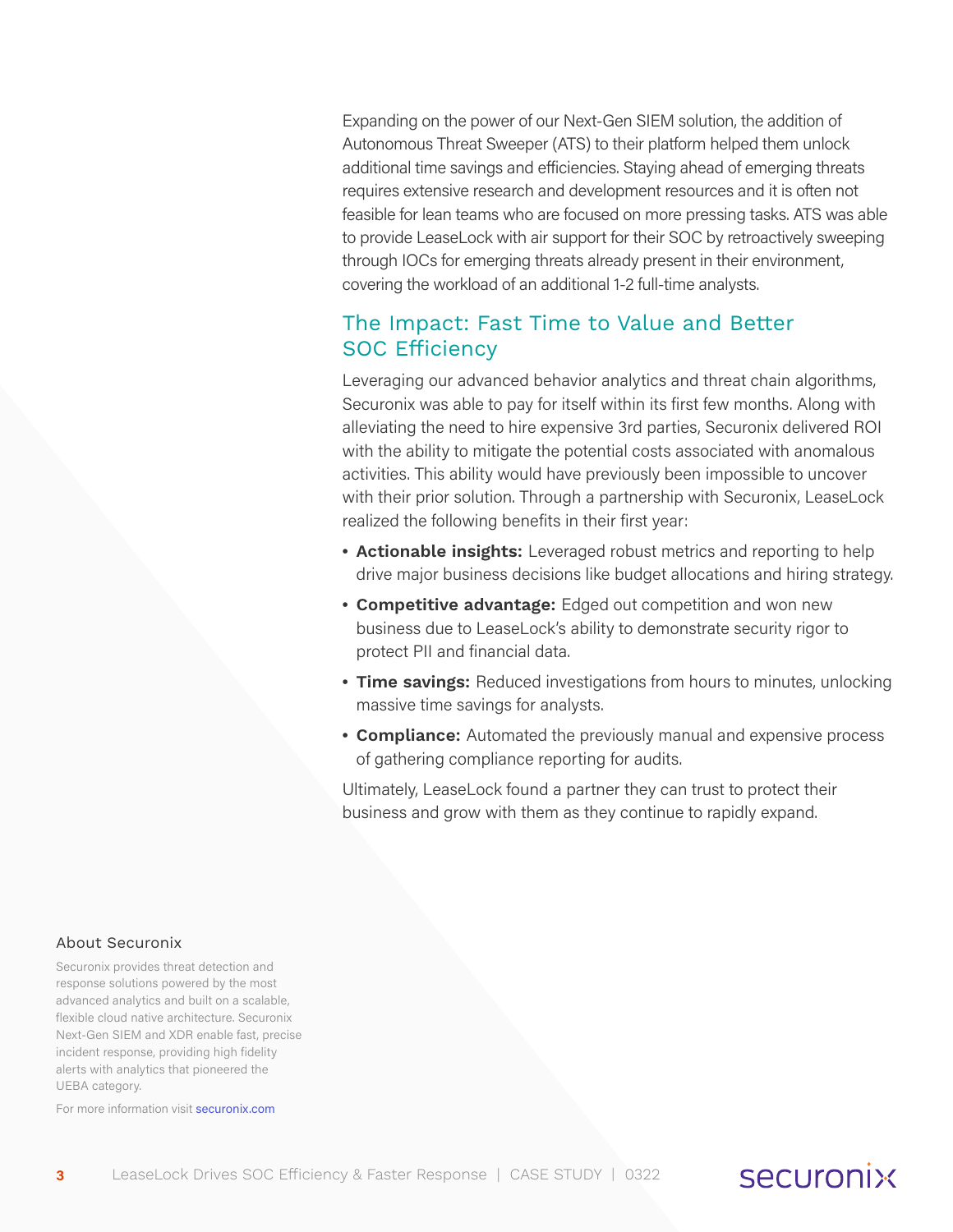Expanding on the power of our Next-Gen SIEM solution, the addition of Autonomous Threat Sweeper (ATS) to their platform helped them unlock additional time savings and efficiencies. Staying ahead of emerging threats requires extensive research and development resources and it is often not feasible for lean teams who are focused on more pressing tasks. ATS was able to provide LeaseLock with air support for their SOC by retroactively sweeping through IOCs for emerging threats already present in their environment, covering the workload of an additional 1-2 full-time analysts.

## The Impact: Fast Time to Value and Better SOC Efficiency

Leveraging our advanced behavior analytics and threat chain algorithms, Securonix was able to pay for itself within its first few months. Along with alleviating the need to hire expensive 3rd parties, Securonix delivered ROI with the ability to mitigate the potential costs associated with anomalous activities. This ability would have previously been impossible to uncover with their prior solution. Through a partnership with Securonix, LeaseLock realized the following benefits in their first year:

- **Actionable insights:** Leveraged robust metrics and reporting to help drive major business decisions like budget allocations and hiring strategy.
- **Competitive advantage:** Edged out competition and won new business due to LeaseLock's ability to demonstrate security rigor to protect PII and financial data.
- **Time savings:** Reduced investigations from hours to minutes, unlocking massive time savings for analysts.
- **Compliance:** Automated the previously manual and expensive process of gathering compliance reporting for audits.

Ultimately, LeaseLock found a partner they can trust to protect their business and grow with them as they continue to rapidly expand.

### About Securonix

Securonix provides threat detection and response solutions powered by the most advanced analytics and built on a scalable, flexible cloud native architecture. Securonix Next-Gen SIEM and XDR enable fast, precise incident response, providing high fidelity alerts with analytics that pioneered the UEBA category.

For more information visit securonix.com